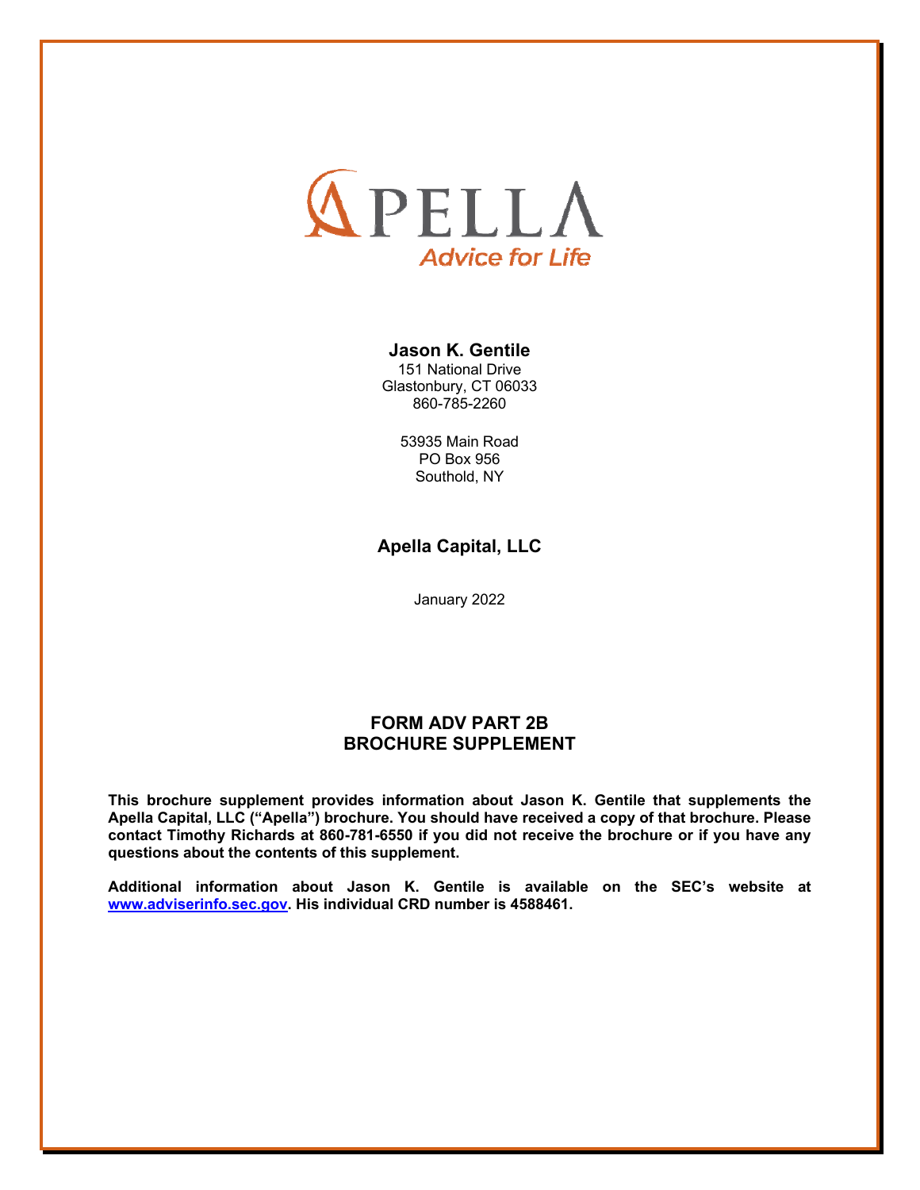APELLA

Advice for Life

**Jason K. Gentile**

151 National Drive
Glastonbury, CT 06033
860-785-2260

53935 Main Road
PO Box 956
Southold, NY

**Apella Capital, LLC**

January 2022

# FORM ADV PART 2B
# BROCHURE SUPPLEMENT

**This brochure supplement provides information about Jason K. Gentile that supplements the Apella Capital, LLC ("Apella") brochure. You should have received a copy of that brochure. Please contact Timothy Richards at 860-781-6550 if you did not receive the brochure or if you have any questions about the contents of this supplement.**

**Additional information about Jason K. Gentile is available on the SEC's website at [www.adviserinfo.sec.gov](http://www.adviserinfo.sec.gov). His individual CRD number is 4588461.**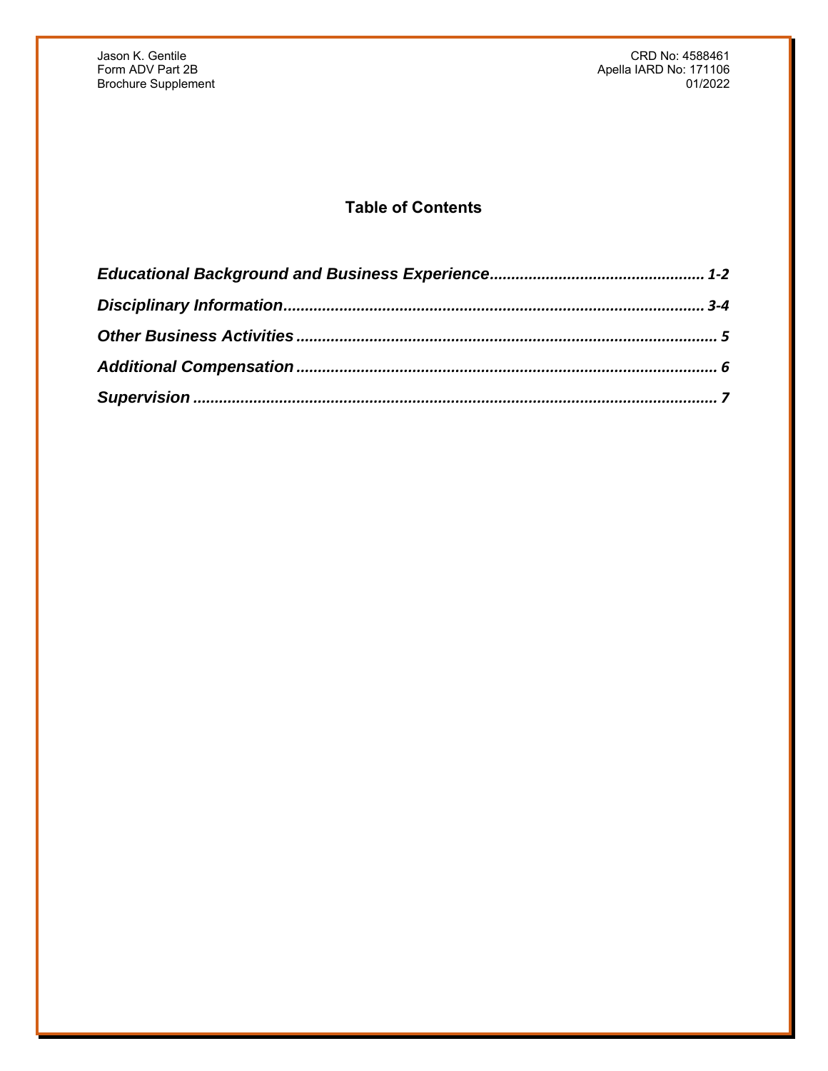## Table of Contents

***Educational Background and Business Experience*** ................................................ *1-2*

***Disciplinary Information*** ................................................................................................ *3-4*

***Other Business Activities*** ................................................................................................ *5*

***Additional Compensation*** ................................................................................................ *6*

***Supervision*** ........................................................................................................................ *7*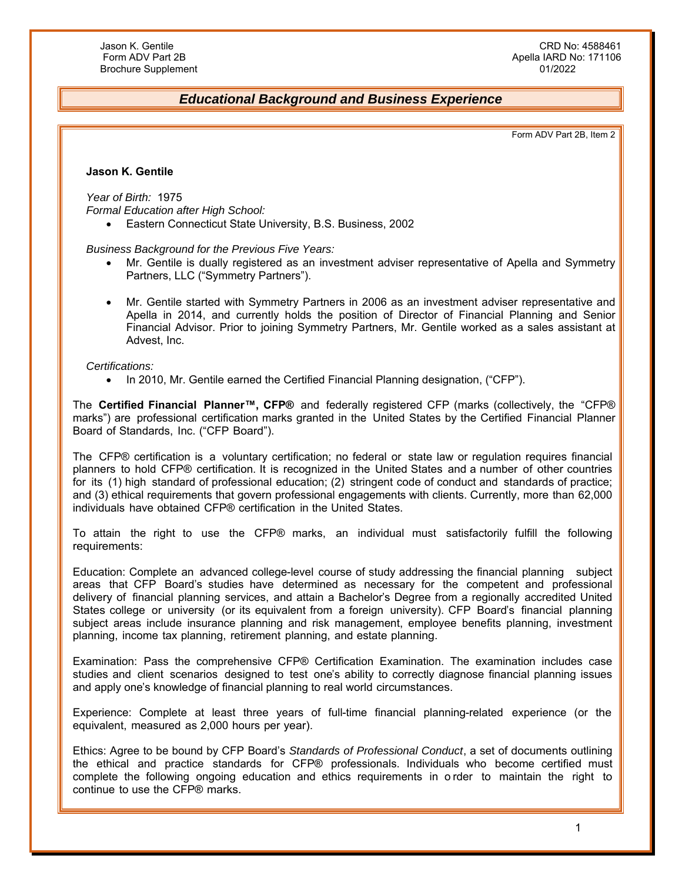## Educational Background and Business Experience

Form ADV Part 2B, Item 2

**Jason K. Gentile**

*Year of Birth:* 1975
*Formal Education after High School:*

- Eastern Connecticut State University, B.S. Business, 2002

*Business Background for the Previous Five Years:*

- Mr. Gentile is dually registered as an investment adviser representative of Apella and Symmetry Partners, LLC ("Symmetry Partners").

- Mr. Gentile started with Symmetry Partners in 2006 as an investment adviser representative and Apella in 2014, and currently holds the position of Director of Financial Planning and Senior Financial Advisor. Prior to joining Symmetry Partners, Mr. Gentile worked as a sales assistant at Advest, Inc.

*Certifications:*

- In 2010, Mr. Gentile earned the Certified Financial Planning designation, ("CFP").

The **Certified Financial Planner™, CFP®** and federally registered CFP (marks (collectively, the "CFP® marks") are professional certification marks granted in the United States by the Certified Financial Planner Board of Standards, Inc. ("CFP Board").

The CFP® certification is a voluntary certification; no federal or state law or regulation requires financial planners to hold CFP® certification. It is recognized in the United States and a number of other countries for its (1) high standard of professional education; (2) stringent code of conduct and standards of practice; and (3) ethical requirements that govern professional engagements with clients. Currently, more than 62,000 individuals have obtained CFP® certification in the United States.

To attain the right to use the CFP® marks, an individual must satisfactorily fulfill the following requirements:

Education: Complete an advanced college-level course of study addressing the financial planning subject areas that CFP Board's studies have determined as necessary for the competent and professional delivery of financial planning services, and attain a Bachelor's Degree from a regionally accredited United States college or university (or its equivalent from a foreign university). CFP Board's financial planning subject areas include insurance planning and risk management, employee benefits planning, investment planning, income tax planning, retirement planning, and estate planning.

Examination: Pass the comprehensive CFP® Certification Examination. The examination includes case studies and client scenarios designed to test one's ability to correctly diagnose financial planning issues and apply one's knowledge of financial planning to real world circumstances.

Experience: Complete at least three years of full-time financial planning-related experience (or the equivalent, measured as 2,000 hours per year).

Ethics: Agree to be bound by CFP Board's *Standards of Professional Conduct*, a set of documents outlining the ethical and practice standards for CFP® professionals. Individuals who become certified must complete the following ongoing education and ethics requirements in order to maintain the right to continue to use the CFP® marks.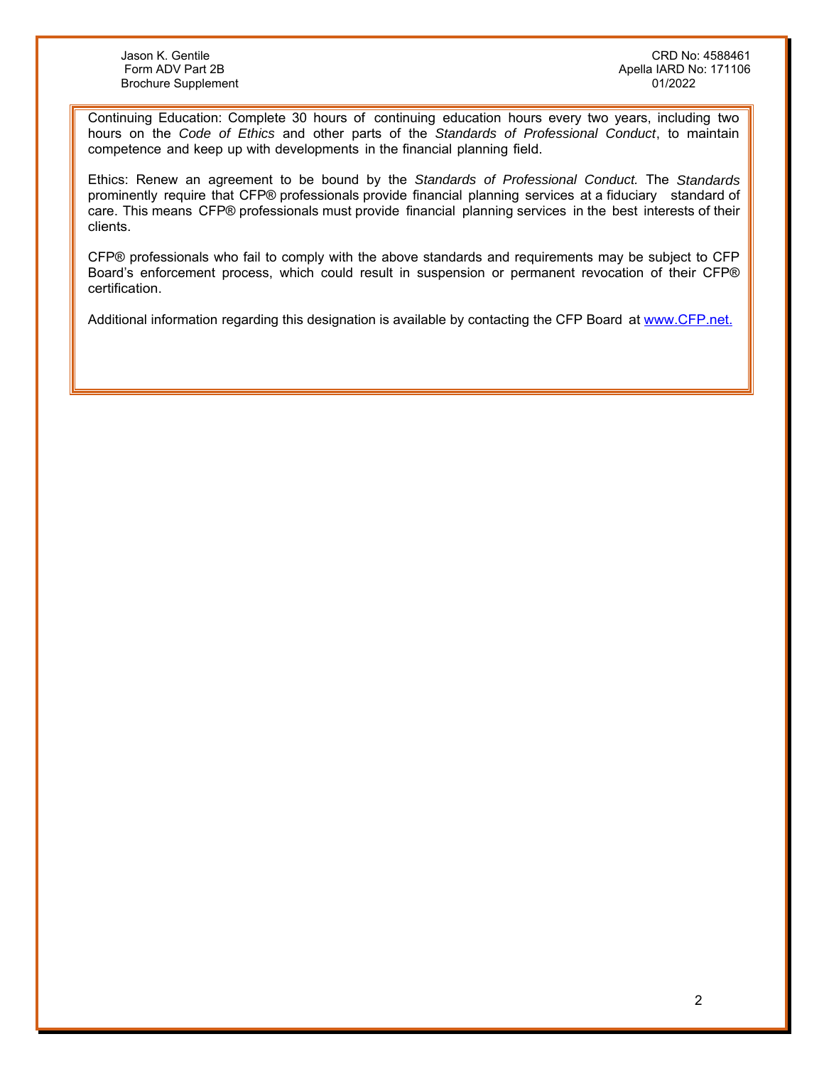Continuing Education: Complete 30 hours of continuing education hours every two years, including two hours on the *Code of Ethics* and other parts of the *Standards of Professional Conduct*, to maintain competence and keep up with developments in the financial planning field.

Ethics: Renew an agreement to be bound by the *Standards of Professional Conduct.* The *Standards* prominently require that CFP® professionals provide financial planning services at a fiduciary standard of care. This means CFP® professionals must provide financial planning services in the best interests of their clients.

CFP® professionals who fail to comply with the above standards and requirements may be subject to CFP Board's enforcement process, which could result in suspension or permanent revocation of their CFP® certification.

Additional information regarding this designation is available by contacting the CFP Board at [www.CFP.net.](http://www.CFP.net)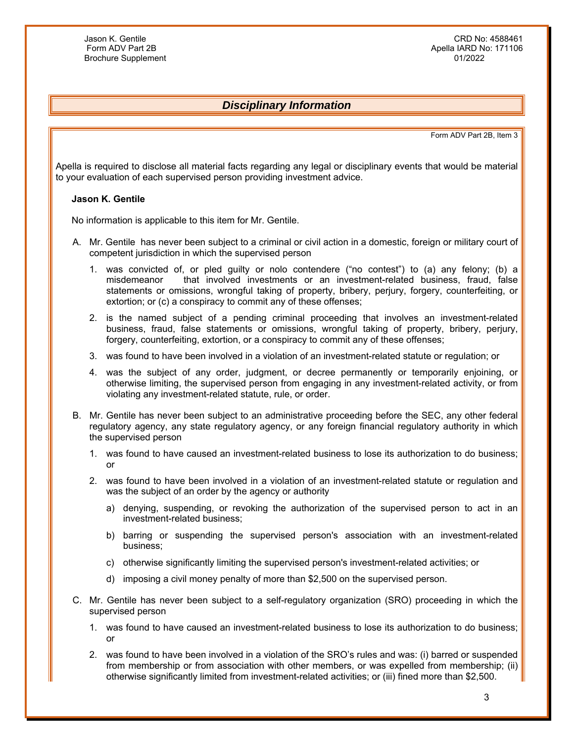## *Disciplinary Information*

Form ADV Part 2B, Item 3

Apella is required to disclose all material facts regarding any legal or disciplinary events that would be material to your evaluation of each supervised person providing investment advice.

**Jason K. Gentile**

No information is applicable to this item for Mr. Gentile.

A. Mr. Gentile has never been subject to a criminal or civil action in a domestic, foreign or military court of competent jurisdiction in which the supervised person

   1. was convicted of, or pled guilty or nolo contendere ("no contest") to (a) any felony; (b) a misdemeanor that involved investments or an investment-related business, fraud, false statements or omissions, wrongful taking of property, bribery, perjury, forgery, counterfeiting, or extortion; or (c) a conspiracy to commit any of these offenses;

   2. is the named subject of a pending criminal proceeding that involves an investment-related business, fraud, false statements or omissions, wrongful taking of property, bribery, perjury, forgery, counterfeiting, extortion, or a conspiracy to commit any of these offenses;

   3. was found to have been involved in a violation of an investment-related statute or regulation; or

   4. was the subject of any order, judgment, or decree permanently or temporarily enjoining, or otherwise limiting, the supervised person from engaging in any investment-related activity, or from violating any investment-related statute, rule, or order.

B. Mr. Gentile has never been subject to an administrative proceeding before the SEC, any other federal regulatory agency, any state regulatory agency, or any foreign financial regulatory authority in which the supervised person

   1. was found to have caused an investment-related business to lose its authorization to do business; or

   2. was found to have been involved in a violation of an investment-related statute or regulation and was the subject of an order by the agency or authority

      a) denying, suspending, or revoking the authorization of the supervised person to act in an investment-related business;

      b) barring or suspending the supervised person's association with an investment-related business;

      c) otherwise significantly limiting the supervised person's investment-related activities; or

      d) imposing a civil money penalty of more than $2,500 on the supervised person.

C. Mr. Gentile has never been subject to a self-regulatory organization (SRO) proceeding in which the supervised person

   1. was found to have caused an investment-related business to lose its authorization to do business; or

   2. was found to have been involved in a violation of the SRO's rules and was: (i) barred or suspended from membership or from association with other members, or was expelled from membership; (ii) otherwise significantly limited from investment-related activities; or (iii) fined more than $2,500.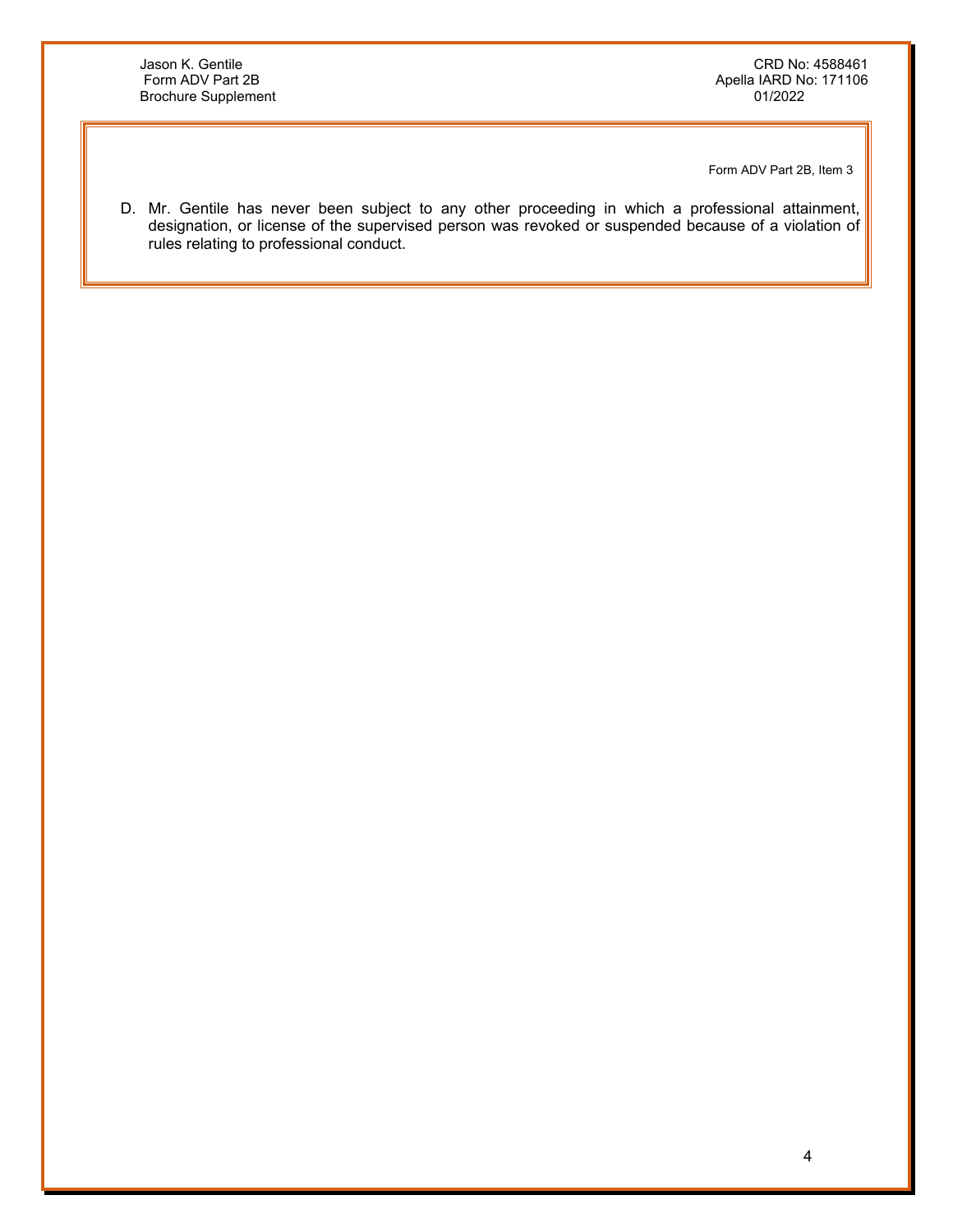Form ADV Part 2B, Item 3

D. Mr. Gentile has never been subject to any other proceeding in which a professional attainment, designation, or license of the supervised person was revoked or suspended because of a violation of rules relating to professional conduct.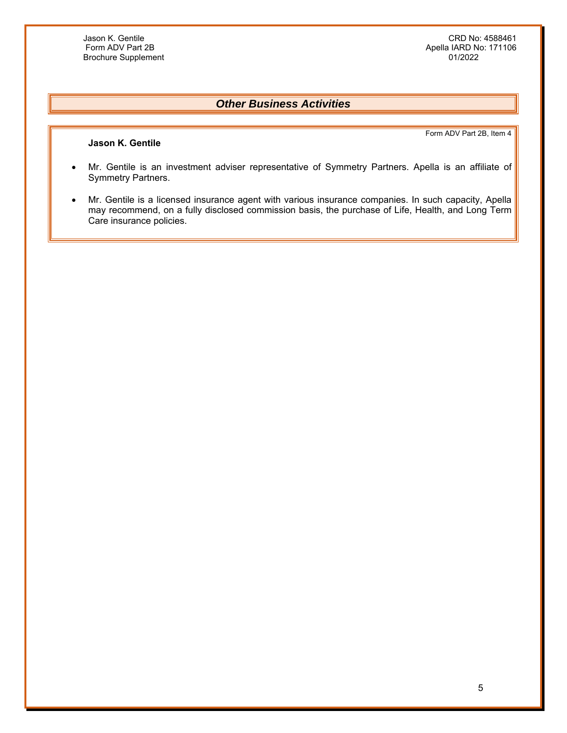## *Other Business Activities*

Form ADV Part 2B, Item 4

**Jason K. Gentile**

- Mr. Gentile is an investment adviser representative of Symmetry Partners. Apella is an affiliate of Symmetry Partners.
- Mr. Gentile is a licensed insurance agent with various insurance companies. In such capacity, Apella may recommend, on a fully disclosed commission basis, the purchase of Life, Health, and Long Term Care insurance policies.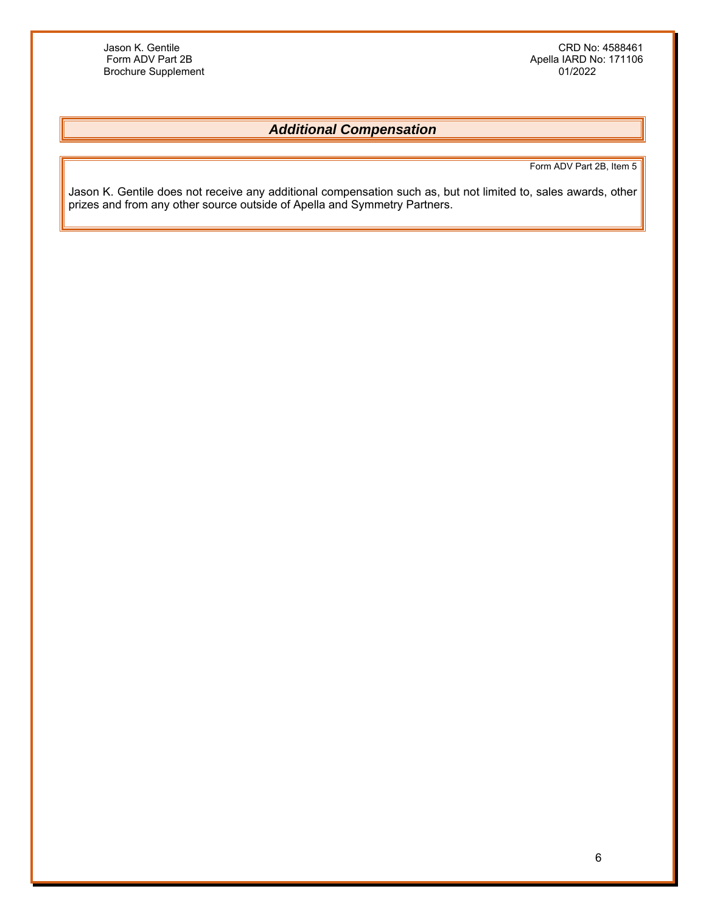## *Additional Compensation*

Form ADV Part 2B, Item 5

Jason K. Gentile does not receive any additional compensation such as, but not limited to, sales awards, other prizes and from any other source outside of Apella and Symmetry Partners.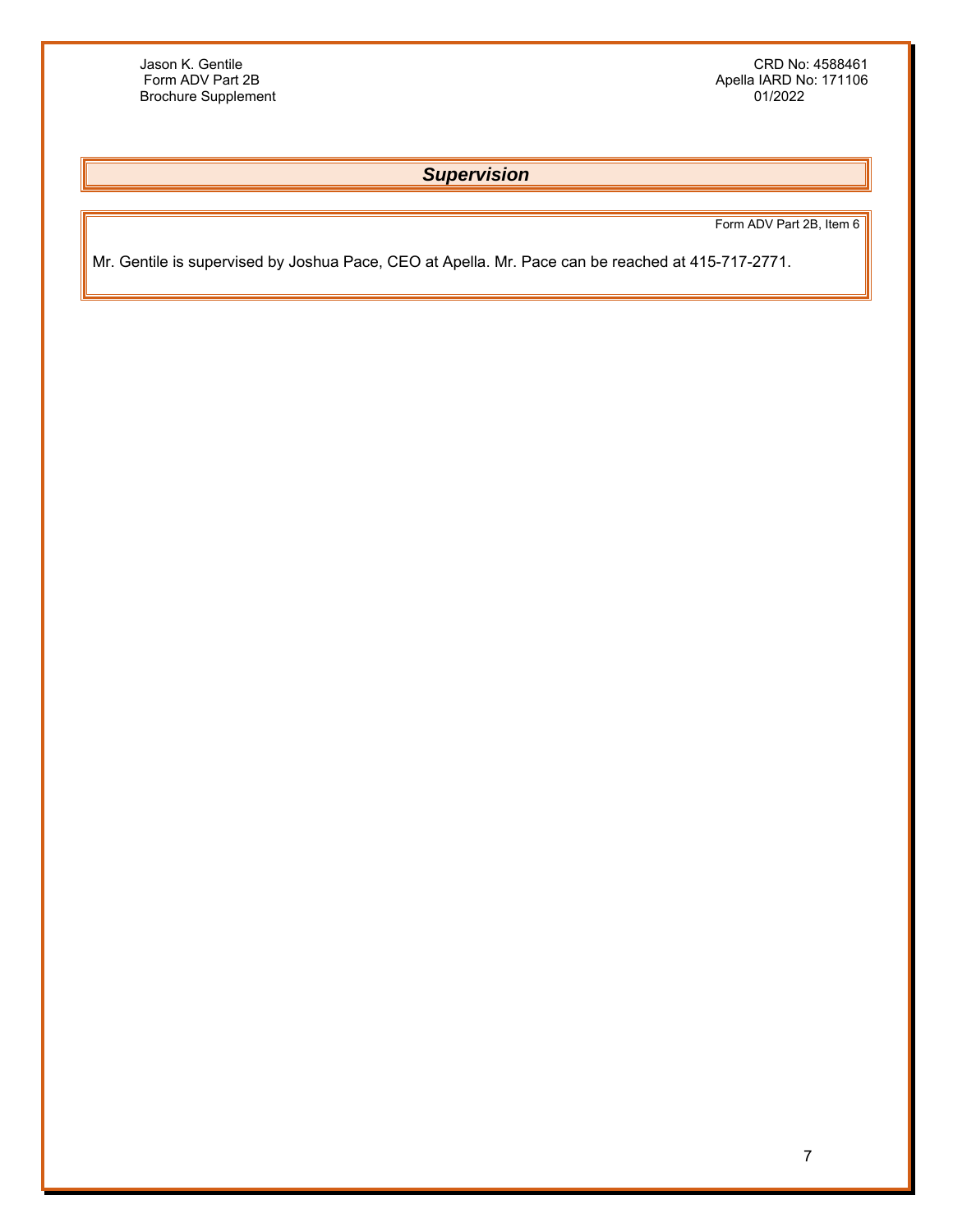## *Supervision*

Form ADV Part 2B, Item 6

Mr. Gentile is supervised by Joshua Pace, CEO at Apella. Mr. Pace can be reached at 415-717-2771.